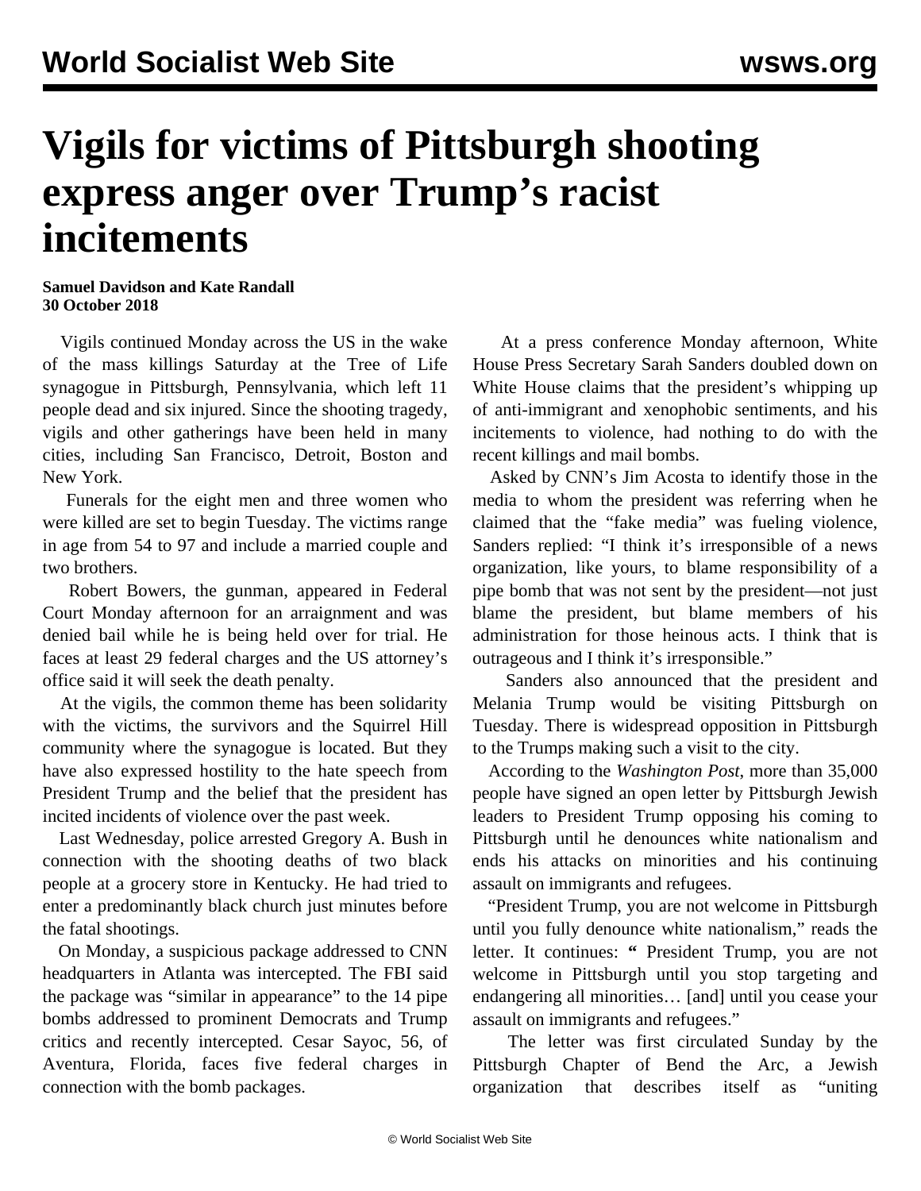# Vigils for victims of Pittsburgh shooting express anger over Trump's racist incitements

**Samuel Davidson and Kate Randall**
**30 October 2018**

Vigils continued Monday across the US in the wake of the mass killings Saturday at the Tree of Life synagogue in Pittsburgh, Pennsylvania, which left 11 people dead and six injured. Since the shooting tragedy, vigils and other gatherings have been held in many cities, including San Francisco, Detroit, Boston and New York.

Funerals for the eight men and three women who were killed are set to begin Tuesday. The victims range in age from 54 to 97 and include a married couple and two brothers.

Robert Bowers, the gunman, appeared in Federal Court Monday afternoon for an arraignment and was denied bail while he is being held over for trial. He faces at least 29 federal charges and the US attorney's office said it will seek the death penalty.

At the vigils, the common theme has been solidarity with the victims, the survivors and the Squirrel Hill community where the synagogue is located. But they have also expressed hostility to the hate speech from President Trump and the belief that the president has incited incidents of violence over the past week.

Last Wednesday, police arrested Gregory A. Bush in connection with the shooting deaths of two black people at a grocery store in Kentucky. He had tried to enter a predominantly black church just minutes before the fatal shootings.

On Monday, a suspicious package addressed to CNN headquarters in Atlanta was intercepted. The FBI said the package was "similar in appearance" to the 14 pipe bombs addressed to prominent Democrats and Trump critics and recently intercepted. Cesar Sayoc, 56, of Aventura, Florida, faces five federal charges in connection with the bomb packages.

At a press conference Monday afternoon, White House Press Secretary Sarah Sanders doubled down on White House claims that the president's whipping up of anti-immigrant and xenophobic sentiments, and his incitements to violence, had nothing to do with the recent killings and mail bombs.

Asked by CNN's Jim Acosta to identify those in the media to whom the president was referring when he claimed that the "fake media" was fueling violence, Sanders replied: "I think it's irresponsible of a news organization, like yours, to blame responsibility of a pipe bomb that was not sent by the president—not just blame the president, but blame members of his administration for those heinous acts. I think that is outrageous and I think it's irresponsible."

Sanders also announced that the president and Melania Trump would be visiting Pittsburgh on Tuesday. There is widespread opposition in Pittsburgh to the Trumps making such a visit to the city.

According to the *Washington Post*, more than 35,000 people have signed an open letter by Pittsburgh Jewish leaders to President Trump opposing his coming to Pittsburgh until he denounces white nationalism and ends his attacks on minorities and his continuing assault on immigrants and refugees.

"President Trump, you are not welcome in Pittsburgh until you fully denounce white nationalism," reads the letter. It continues: " President Trump, you are not welcome in Pittsburgh until you stop targeting and endangering all minorities… [and] until you cease your assault on immigrants and refugees."

The letter was first circulated Sunday by the Pittsburgh Chapter of Bend the Arc, a Jewish organization that describes itself as "uniting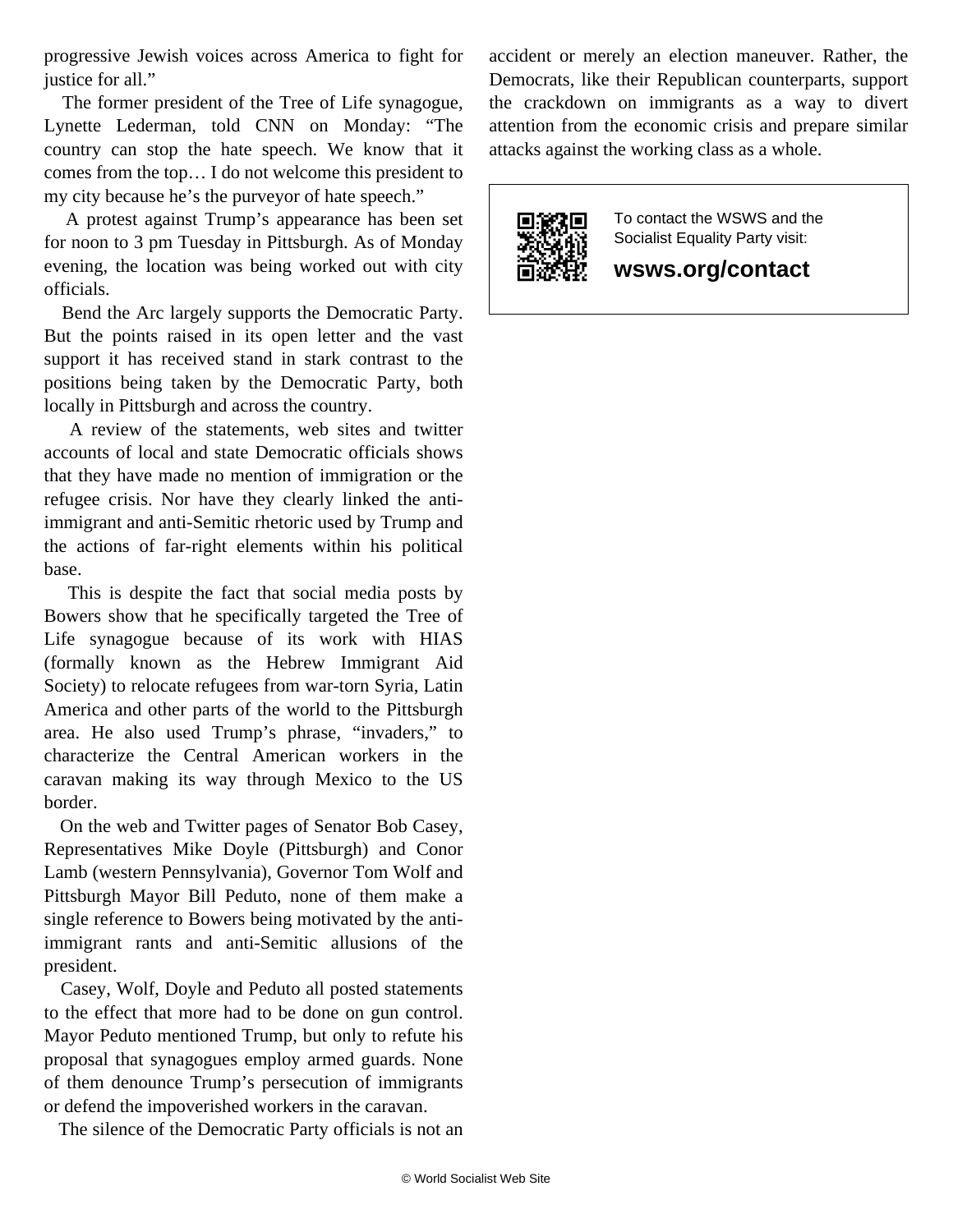progressive Jewish voices across America to fight for justice for all."

The former president of the Tree of Life synagogue, Lynette Lederman, told CNN on Monday: "The country can stop the hate speech. We know that it comes from the top… I do not welcome this president to my city because he's the purveyor of hate speech."

A protest against Trump's appearance has been set for noon to 3 pm Tuesday in Pittsburgh. As of Monday evening, the location was being worked out with city officials.

Bend the Arc largely supports the Democratic Party. But the points raised in its open letter and the vast support it has received stand in stark contrast to the positions being taken by the Democratic Party, both locally in Pittsburgh and across the country.

A review of the statements, web sites and twitter accounts of local and state Democratic officials shows that they have made no mention of immigration or the refugee crisis. Nor have they clearly linked the anti-immigrant and anti-Semitic rhetoric used by Trump and the actions of far-right elements within his political base.

This is despite the fact that social media posts by Bowers show that he specifically targeted the Tree of Life synagogue because of its work with HIAS (formally known as the Hebrew Immigrant Aid Society) to relocate refugees from war-torn Syria, Latin America and other parts of the world to the Pittsburgh area. He also used Trump's phrase, "invaders," to characterize the Central American workers in the caravan making its way through Mexico to the US border.

On the web and Twitter pages of Senator Bob Casey, Representatives Mike Doyle (Pittsburgh) and Conor Lamb (western Pennsylvania), Governor Tom Wolf and Pittsburgh Mayor Bill Peduto, none of them make a single reference to Bowers being motivated by the anti-immigrant rants and anti-Semitic allusions of the president.

Casey, Wolf, Doyle and Peduto all posted statements to the effect that more had to be done on gun control. Mayor Peduto mentioned Trump, but only to refute his proposal that synagogues employ armed guards. None of them denounce Trump's persecution of immigrants or defend the impoverished workers in the caravan.

The silence of the Democratic Party officials is not an accident or merely an election maneuver. Rather, the Democrats, like their Republican counterparts, support the crackdown on immigrants as a way to divert attention from the economic crisis and prepare similar attacks against the working class as a whole.

To contact the WSWS and the Socialist Equality Party visit:

**wsws.org/contact**